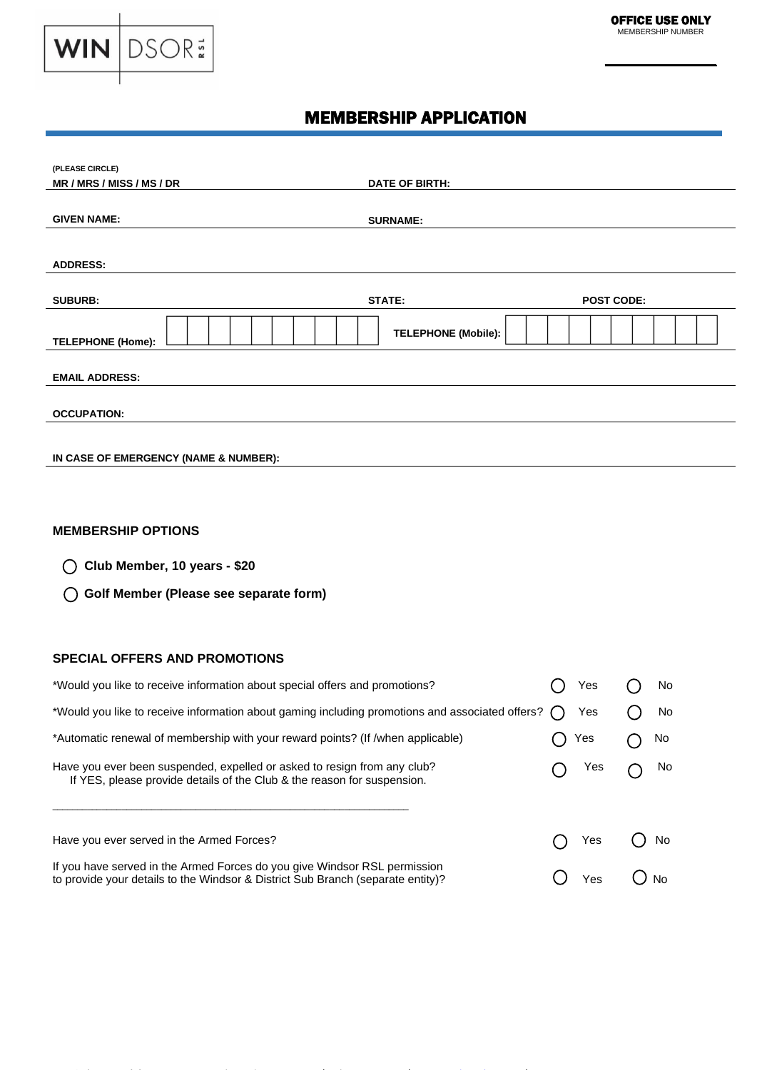WIN | DSOR RSL

**OFFICE USE ONLY**
MEMBERSHIP NUMBER

# MEMBERSHIP APPLICATION

(PLEASE CIRCLE)
**MR / MRS / MISS / MS / DR** **DATE OF BIRTH:**

**GIVEN NAME:** **SURNAME:**

**ADDRESS:**

**SUBURB:** **STATE:** **POST CODE:**

**TELEPHONE (Home):** **TELEPHONE (Mobile):**

**EMAIL ADDRESS:**

**OCCUPATION:**

**IN CASE OF EMERGENCY (NAME & NUMBER):**

## MEMBERSHIP OPTIONS

- ◯ **Club Member, 10 years - $20**
- ◯ **Golf Member (Please see separate form)**

## SPECIAL OFFERS AND PROMOTIONS

*Would you like to receive information about special offers and promotions? ◯ Yes ◯ No

*Would you like to receive information about gaming including promotions and associated offers? ◯ Yes ◯ No

*Automatic renewal of membership with your reward points? (If /when applicable) ◯ Yes ◯ No

Have you ever been suspended, expelled or asked to resign from any club? ◯ Yes ◯ No
If YES, please provide details of the Club & the reason for suspension.

\_\_\_\_\_\_\_\_\_\_\_\_\_\_\_\_\_\_\_\_\_\_\_\_\_\_\_\_\_\_\_\_\_\_\_\_\_\_\_\_\_\_\_\_\_\_\_\_\_\_\_\_\_\_\_\_\_\_\_\_

Have you ever served in the Armed Forces? ◯ Yes ◯ No

If you have served in the Armed Forces do you give Windsor RSL permission to provide your details to the Windsor & District Sub Branch (separate entity)? ◯ Yes ◯ No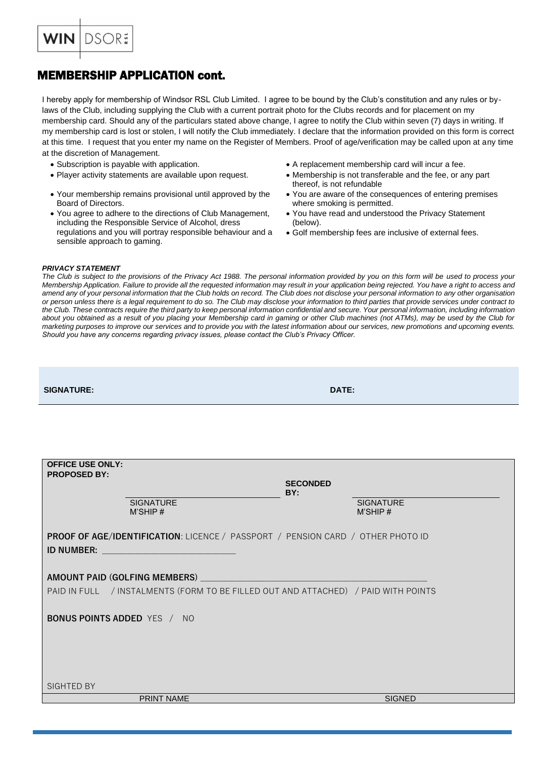WIN | DSOR RSL

# MEMBERSHIP APPLICATION cont.

I hereby apply for membership of Windsor RSL Club Limited. I agree to be bound by the Club's constitution and any rules or by-laws of the Club, including supplying the Club with a current portrait photo for the Clubs records and for placement on my membership card. Should any of the particulars stated above change, I agree to notify the Club within seven (7) days in writing. If my membership card is lost or stolen, I will notify the Club immediately. I declare that the information provided on this form is correct at this time. I request that you enter my name on the Register of Members. Proof of age/verification may be called upon at any time at the discretion of Management.

- Subscription is payable with application.
- Player activity statements are available upon request.
- Your membership remains provisional until approved by the Board of Directors.
- You agree to adhere to the directions of Club Management, including the Responsible Service of Alcohol, dress regulations and you will portray responsible behaviour and a sensible approach to gaming.
- A replacement membership card will incur a fee.
- Membership is not transferable and the fee, or any part thereof, is not refundable
- You are aware of the consequences of entering premises where smoking is permitted.
- You have read and understood the Privacy Statement (below).
- Golf membership fees are inclusive of external fees.

***PRIVACY STATEMENT***

*The Club is subject to the provisions of the Privacy Act 1988. The personal information provided by you on this form will be used to process your Membership Application. Failure to provide all the requested information may result in your application being rejected. You have a right to access and amend any of your personal information that the Club holds on record. The Club does not disclose your personal information to any other organisation or person unless there is a legal requirement to do so. The Club may disclose your information to third parties that provide services under contract to the Club. These contracts require the third party to keep personal information confidential and secure. Your personal information, including information about you obtained as a result of you placing your Membership card in gaming or other Club machines (not ATMs), may be used by the Club for marketing purposes to improve our services and to provide you with the latest information about our services, new promotions and upcoming events. Should you have any concerns regarding privacy issues, please contact the Club's Privacy Officer.*

**SIGNATURE:** &nbsp;&nbsp;&nbsp;&nbsp;&nbsp;&nbsp;&nbsp;&nbsp;&nbsp;&nbsp;&nbsp;&nbsp;&nbsp;&nbsp;&nbsp;&nbsp;&nbsp;&nbsp;&nbsp;&nbsp;&nbsp;&nbsp;&nbsp;&nbsp;&nbsp;&nbsp;&nbsp;&nbsp;&nbsp;&nbsp;&nbsp;&nbsp;&nbsp;&nbsp;&nbsp;&nbsp;&nbsp;&nbsp;&nbsp;&nbsp; **DATE:**

**OFFICE USE ONLY:**

**PROPOSED BY:** ______________________________ **SECONDED BY:** ______________________________

SIGNATURE &nbsp;&nbsp;&nbsp;&nbsp;&nbsp;&nbsp;&nbsp;&nbsp;&nbsp;&nbsp;&nbsp;&nbsp;&nbsp;&nbsp;&nbsp;&nbsp;&nbsp;&nbsp;&nbsp;&nbsp; SIGNATURE
M'SHIP # &nbsp;&nbsp;&nbsp;&nbsp;&nbsp;&nbsp;&nbsp;&nbsp;&nbsp;&nbsp;&nbsp;&nbsp;&nbsp;&nbsp;&nbsp;&nbsp;&nbsp;&nbsp;&nbsp;&nbsp;&nbsp;&nbsp; M'SHIP #

**PROOF OF AGE/IDENTIFICATION**: LICENCE / PASSPORT / PENSION CARD / OTHER PHOTO ID

**ID NUMBER:** ______________________________

**AMOUNT PAID (GOLFING MEMBERS)** ______________________________________________________

PAID IN FULL / INSTALMENTS (FORM TO BE FILLED OUT AND ATTACHED) / PAID WITH POINTS

**BONUS POINTS ADDED** YES / NO

SIGHTED BY

PRINT NAME &nbsp;&nbsp;&nbsp;&nbsp;&nbsp;&nbsp;&nbsp;&nbsp;&nbsp;&nbsp;&nbsp;&nbsp;&nbsp;&nbsp;&nbsp;&nbsp;&nbsp;&nbsp;&nbsp;&nbsp;&nbsp;&nbsp;&nbsp;&nbsp;&nbsp;&nbsp;&nbsp;&nbsp;&nbsp;&nbsp; SIGNED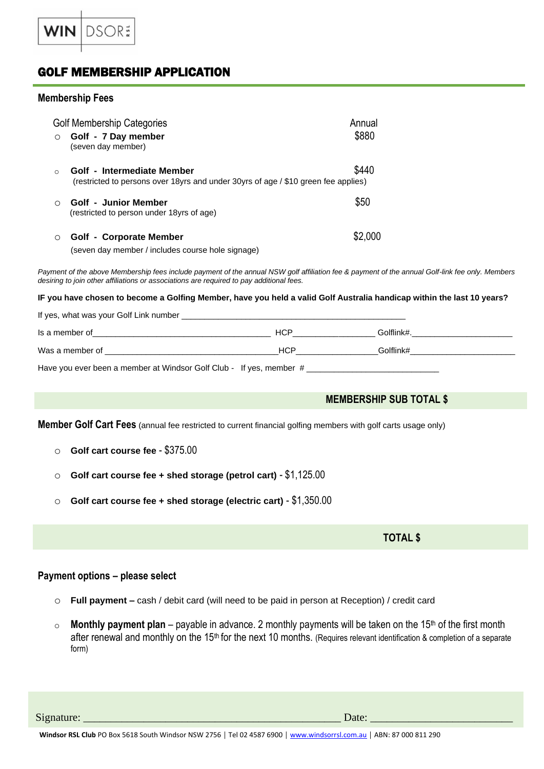WIN | DSOR

# GOLF MEMBERSHIP APPLICATION

## Membership Fees

| Golf Membership Categories | Annual |
|---|---|
| ○ **Golf - 7 Day member** (seven day member) | $880 |
| ○ **Golf - Intermediate Member** (restricted to persons over 18yrs and under 30yrs of age / $10 green fee applies) | $440 |
| ○ **Golf - Junior Member** (restricted to person under 18yrs of age) | $50 |
| ○ **Golf - Corporate Member** (seven day member / includes course hole signage) | $2,000 |

*Payment of the above Membership fees include payment of the annual NSW golf affiliation fee & payment of the annual Golf-link fee only. Members desiring to join other affiliations or associations are required to pay additional fees.*

**IF you have chosen to become a Golfing Member, have you held a valid Golf Australia handicap within the last 10 years?**

If yes, what was your Golf Link number ____________________________________________

Is a member of_________________________________ HCP________________ Golflink#.____________________

Was a member of _______________________________HCP________________Golflink#____________________

Have you ever been a member at Windsor Golf Club - If yes, member # ________________________

**MEMBERSHIP SUB TOTAL $**

**Member Golf Cart Fees** (annual fee restricted to current financial golfing members with golf carts usage only)

- ○ **Golf cart course fee -** $375.00
- ○ **Golf cart course fee + shed storage (petrol cart) -** $1,125.00
- ○ **Golf cart course fee + shed storage (electric cart) -** $1,350.00

**TOTAL $**

## Payment options – please select

- ○ **Full payment –** cash / debit card (will need to be paid in person at Reception) / credit card
- ○ **Monthly payment plan** – payable in advance. 2 monthly payments will be taken on the 15th of the first month after renewal and monthly on the 15th for the next 10 months. (Requires relevant identification & completion of a separate form)

Signature: ______________________________________________ Date: ________________________

**Windsor RSL Club** PO Box 5618 South Windsor NSW 2756 | Tel 02 4587 6900 | www.windsorrsl.com.au | ABN: 87 000 811 290